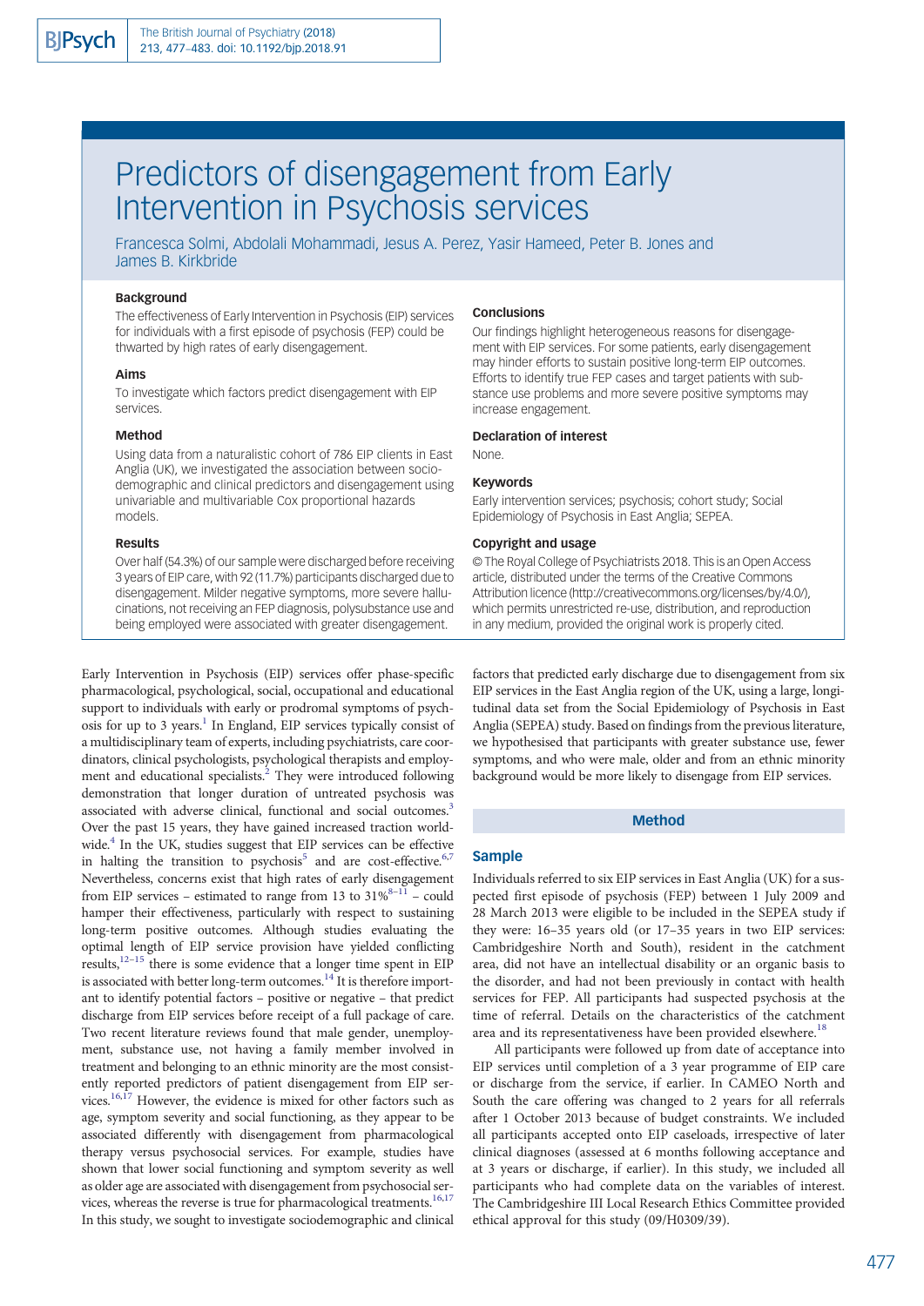# Predictors of disengagement from Early Intervention in Psychosis services

Francesca Solmi, Abdolali Mohammadi, Jesus A. Perez, Yasir Hameed, Peter B. Jones and James B. Kirkbride

### Background

The effectiveness of Early Intervention in Psychosis (EIP) services for individuals with a first episode of psychosis (FEP) could be thwarted by high rates of early disengagement.

### Aims

To investigate which factors predict disengagement with EIP services.

### Method

Using data from a naturalistic cohort of 786 EIP clients in East Anglia (UK), we investigated the association between sociodemographic and clinical predictors and disengagement using univariable and multivariable Cox proportional hazards models.

### Results

Over half (54.3%) of our sample were discharged before receiving 3 years of EIP care, with 92 (11.7%) participants discharged due to disengagement. Milder negative symptoms, more severe hallucinations, not receiving an FEP diagnosis, polysubstance use and being employed were associated with greater disengagement.

### Conclusions

Our findings highlight heterogeneous reasons for disengagement with EIP services. For some patients, early disengagement may hinder efforts to sustain positive long-term EIP outcomes. Efforts to identify true FEP cases and target patients with substance use problems and more severe positive symptoms may increase engagement.

### Declaration of interest

None.

### Keywords

Early intervention services; psychosis; cohort study; Social Epidemiology of Psychosis in East Anglia; SEPEA.

### Copyright and usage

© The Royal College of Psychiatrists 2018. This is an Open Access article, distributed under the terms of the Creative Commons Attribution licence (http://creativecommons.org/licenses/by/4.0/), which permits unrestricted re-use, distribution, and reproduction in any medium, provided the original work is properly cited.

Early Intervention in Psychosis (EIP) services offer phase-specific pharmacological, psychological, social, occupational and educational support to individuals with early or prodromal symptoms of psychosis for up to 3 years.[1] In England, EIP services typically consist of a multidisciplinary team of experts, including psychiatrists, care coordinators, clinical psychologists, psychological therapists and employment and educational specialists.[2] They were introduced following demonstration that longer duration of untreated psychosis was associated with adverse clinical, functional and social outcomes.[3] Over the past 15 years, they have gained increased traction worldwide.[4] In the UK, studies suggest that EIP services can be effective in halting the transition to psychosis[5] and are cost-effective.[6,7] Nevertheless, concerns exist that high rates of early disengagement from EIP services – estimated to range from 13 to 31%[8–11] – could hamper their effectiveness, particularly with respect to sustaining long-term positive outcomes. Although studies evaluating the optimal length of EIP service provision have yielded conflicting results,[12–15] there is some evidence that a longer time spent in EIP is associated with better long-term outcomes.[14] It is therefore important to identify potential factors – positive or negative – that predict discharge from EIP services before receipt of a full package of care. Two recent literature reviews found that male gender, unemployment, substance use, not having a family member involved in treatment and belonging to an ethnic minority are the most consistently reported predictors of patient disengagement from EIP services.[16,17] However, the evidence is mixed for other factors such as age, symptom severity and social functioning, as they appear to be associated differently with disengagement from pharmacological therapy versus psychosocial services. For example, studies have shown that lower social functioning and symptom severity as well as older age are associated with disengagement from psychosocial services, whereas the reverse is true for pharmacological treatments.[16,17] In this study, we sought to investigate sociodemographic and clinical factors that predicted early discharge due to disengagement from six EIP services in the East Anglia region of the UK, using a large, longitudinal data set from the Social Epidemiology of Psychosis in East Anglia (SEPEA) study. Based on findings from the previous literature, we hypothesised that participants with greater substance use, fewer symptoms, and who were male, older and from an ethnic minority background would be more likely to disengage from EIP services.

## Method

### Sample

Individuals referred to six EIP services in East Anglia (UK) for a suspected first episode of psychosis (FEP) between 1 July 2009 and 28 March 2013 were eligible to be included in the SEPEA study if they were: 16–35 years old (or 17–35 years in two EIP services: Cambridgeshire North and South), resident in the catchment area, did not have an intellectual disability or an organic basis to the disorder, and had not been previously in contact with health services for FEP. All participants had suspected psychosis at the time of referral. Details on the characteristics of the catchment area and its representativeness have been provided elsewhere.[18]

All participants were followed up from date of acceptance into EIP services until completion of a 3 year programme of EIP care or discharge from the service, if earlier. In CAMEO North and South the care offering was changed to 2 years for all referrals after 1 October 2013 because of budget constraints. We included all participants accepted onto EIP caseloads, irrespective of later clinical diagnoses (assessed at 6 months following acceptance and at 3 years or discharge, if earlier). In this study, we included all participants who had complete data on the variables of interest. The Cambridgeshire III Local Research Ethics Committee provided ethical approval for this study (09/H0309/39).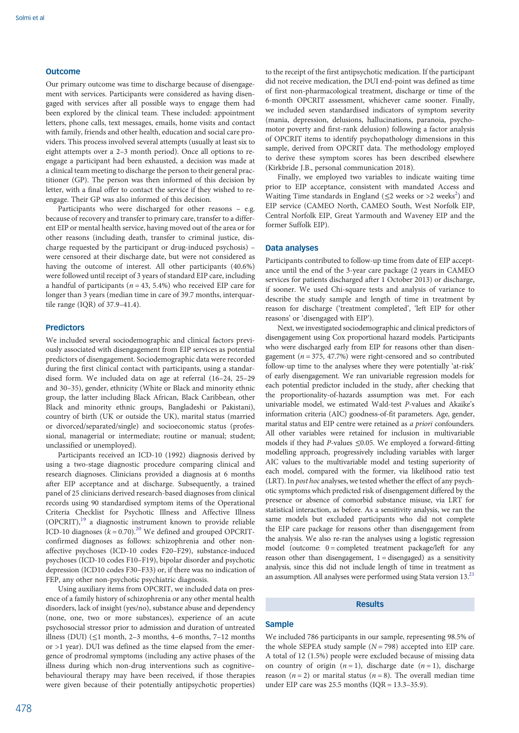## Outcome

Our primary outcome was time to discharge because of disengagement with services. Participants were considered as having disengaged with services after all possible ways to engage them had been explored by the clinical team. These included: appointment letters, phone calls, text messages, emails, home visits and contact with family, friends and other health, education and social care providers. This process involved several attempts (usually at least six to eight attempts over a 2–3 month period). Once all options to re-engage a participant had been exhausted, a decision was made at a clinical team meeting to discharge the person to their general practitioner (GP). The person was then informed of this decision by letter, with a final offer to contact the service if they wished to re-engage. Their GP was also informed of this decision.

Participants who were discharged for other reasons – e.g. because of recovery and transfer to primary care, transfer to a different EIP or mental health service, having moved out of the area or for other reasons (including death, transfer to criminal justice, discharge requested by the participant or drug-induced psychosis) – were censored at their discharge date, but were not considered as having the outcome of interest. All other participants (40.6%) were followed until receipt of 3 years of standard EIP care, including a handful of participants ($n = 43$, 5.4%) who received EIP care for longer than 3 years (median time in care of 39.7 months, interquartile range (IQR) of 37.9–41.4).

## Predictors

We included several sociodemographic and clinical factors previously associated with disengagement from EIP services as potential predictors of disengagement. Sociodemographic data were recorded during the first clinical contact with participants, using a standardised form. We included data on age at referral (16–24, 25–29 and 30–35), gender, ethnicity (White or Black and minority ethnic group, the latter including Black African, Black Caribbean, other Black and minority ethnic groups, Bangladeshi or Pakistani), country of birth (UK or outside the UK), marital status (married or divorced/separated/single) and socioeconomic status (professional, managerial or intermediate; routine or manual; student; unclassified or unemployed).

Participants received an ICD-10 (1992) diagnosis derived by using a two-stage diagnostic procedure comparing clinical and research diagnoses. Clinicians provided a diagnosis at 6 months after EIP acceptance and at discharge. Subsequently, a trained panel of 25 clinicians derived research-based diagnoses from clinical records using 90 standardised symptom items of the Operational Criteria Checklist for Psychotic Illness and Affective Illness (OPCRIT),[19] a diagnostic instrument known to provide reliable ICD-10 diagnoses ($k = 0.70$).[20] We defined and grouped OPCRIT-confirmed diagnoses as follows: schizophrenia and other non-affective psychoses (ICD-10 codes F20–F29), substance-induced psychoses (ICD-10 codes F10–F19), bipolar disorder and psychotic depression (ICD10 codes F30–F33) or, if there was no indication of FEP, any other non-psychotic psychiatric diagnosis.

Using auxiliary items from OPCRIT, we included data on presence of a family history of schizophrenia or any other mental health disorders, lack of insight (yes/no), substance abuse and dependency (none, one, two or more substances), experience of an acute psychosocial stressor prior to admission and duration of untreated illness (DUI) (≤1 month, 2–3 months, 4–6 months, 7–12 months or >1 year). DUI was defined as the time elapsed from the emergence of prodromal symptoms (including any active phases of the illness during which non-drug interventions such as cognitive–behavioural therapy may have been received, if those therapies were given because of their potentially antipsychotic properties) to the receipt of the first antipsychotic medication. If the participant did not receive medication, the DUI end-point was defined as time of first non-pharmacological treatment, discharge or time of the 6-month OPCRIT assessment, whichever came sooner. Finally, we included seven standardised indicators of symptom severity (mania, depression, delusions, hallucinations, paranoia, psychomotor poverty and first-rank delusion) following a factor analysis of OPCRIT items to identify psychopathology dimensions in this sample, derived from OPCRIT data. The methodology employed to derive these symptom scores has been described elsewhere (Kirkbride J.B., personal communication 2018).

Finally, we employed two variables to indicate waiting time prior to EIP acceptance, consistent with mandated Access and Waiting Time standards in England (≤2 weeks or >2 weeks[2]) and EIP service (CAMEO North, CAMEO South, West Norfolk EIP, Central Norfolk EIP, Great Yarmouth and Waveney EIP and the former Suffolk EIP).

## Data analyses

Participants contributed to follow-up time from date of EIP acceptance until the end of the 3-year care package (2 years in CAMEO services for patients discharged after 1 October 2013) or discharge, if sooner. We used Chi-square tests and analysis of variance to describe the study sample and length of time in treatment by reason for discharge ('treatment completed', 'left EIP for other reasons' or 'disengaged with EIP').

Next, we investigated sociodemographic and clinical predictors of disengagement using Cox proportional hazard models. Participants who were discharged early from EIP for reasons other than disengagement ($n = 375$, 47.7%) were right-censored and so contributed follow-up time to the analyses where they were potentially 'at-risk' of early disengagement. We ran univariable regression models for each potential predictor included in the study, after checking that the proportionality-of-hazards assumption was met. For each univariable model, we estimated Wald-test $P$-values and Akaike's information criteria (AIC) goodness-of-fit parameters. Age, gender, marital status and EIP centre were retained as *a priori* confounders. All other variables were retained for inclusion in multivariable models if they had $P$-values ≤0.05. We employed a forward-fitting modelling approach, progressively including variables with larger AIC values to the multivariable model and testing superiority of each model, compared with the former, via likelihood ratio test (LRT). In *post hoc* analyses, we tested whether the effect of any psychotic symptoms which predicted risk of disengagement differed by the presence or absence of comorbid substance misuse, via LRT for statistical interaction, as before. As a sensitivity analysis, we ran the same models but excluded participants who did not complete the EIP care package for reasons other than disengagement from the analysis. We also re-ran the analyses using a logistic regression model (outcome: 0 = completed treatment package/left for any reason other than disengagement, 1 = disengaged) as a sensitivity analysis, since this did not include length of time in treatment as an assumption. All analyses were performed using Stata version 13.[21]

# Results

## Sample

We included 786 participants in our sample, representing 98.5% of the whole SEPEA study sample ($N = 798$) accepted into EIP care. A total of 12 (1.5%) people were excluded because of missing data on country of origin ($n = 1$), discharge date ($n = 1$), discharge reason ($n = 2$) or marital status ($n = 8$). The overall median time under EIP care was 25.5 months (IQR = 13.3–35.9).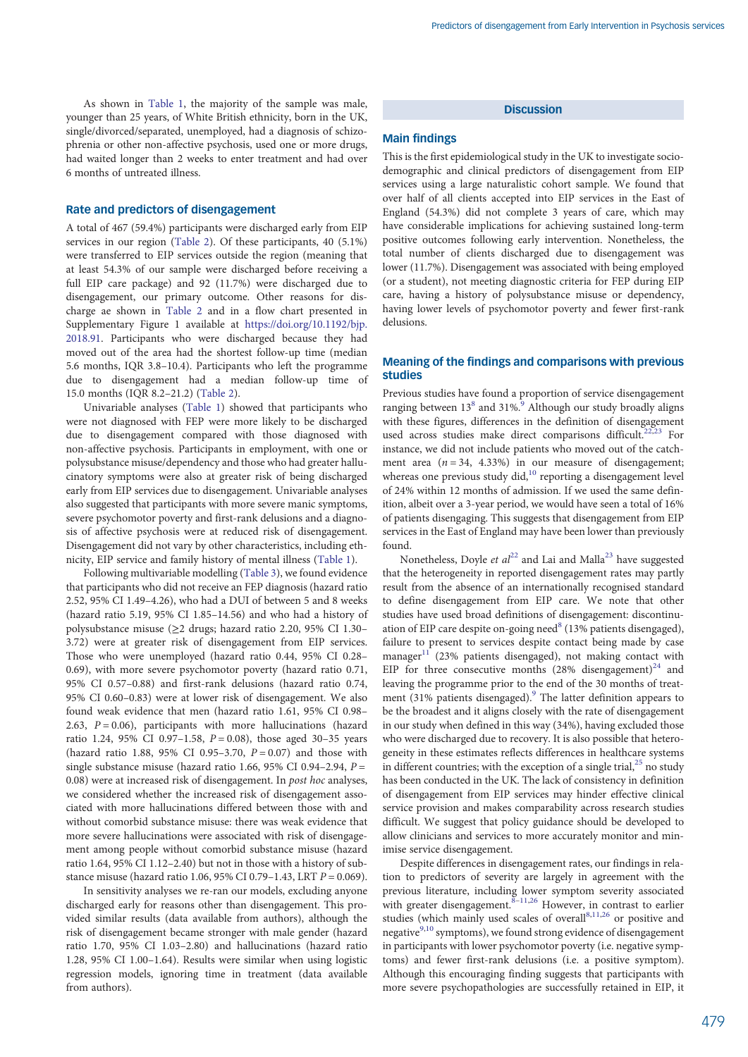As shown in Table 1, the majority of the sample was male, younger than 25 years, of White British ethnicity, born in the UK, single/divorced/separated, unemployed, had a diagnosis of schizophrenia or other non-affective psychosis, used one or more drugs, had waited longer than 2 weeks to enter treatment and had over 6 months of untreated illness.

## Rate and predictors of disengagement

A total of 467 (59.4%) participants were discharged early from EIP services in our region (Table 2). Of these participants, 40 (5.1%) were transferred to EIP services outside the region (meaning that at least 54.3% of our sample were discharged before receiving a full EIP care package) and 92 (11.7%) were discharged due to disengagement, our primary outcome. Other reasons for discharge ae shown in Table 2 and in a flow chart presented in Supplementary Figure 1 available at https://doi.org/10.1192/bjp.2018.91. Participants who were discharged because they had moved out of the area had the shortest follow-up time (median 5.6 months, IQR 3.8–10.4). Participants who left the programme due to disengagement had a median follow-up time of 15.0 months (IQR 8.2–21.2) (Table 2).

Univariable analyses (Table 1) showed that participants who were not diagnosed with FEP were more likely to be discharged due to disengagement compared with those diagnosed with non-affective psychosis. Participants in employment, with one or polysubstance misuse/dependency and those who had greater hallucinatory symptoms were also at greater risk of being discharged early from EIP services due to disengagement. Univariable analyses also suggested that participants with more severe manic symptoms, severe psychomotor poverty and first-rank delusions and a diagnosis of affective psychosis were at reduced risk of disengagement. Disengagement did not vary by other characteristics, including ethnicity, EIP service and family history of mental illness (Table 1).

Following multivariable modelling (Table 3), we found evidence that participants who did not receive an FEP diagnosis (hazard ratio 2.52, 95% CI 1.49–4.26), who had a DUI of between 5 and 8 weeks (hazard ratio 5.19, 95% CI 1.85–14.56) and who had a history of polysubstance misuse (≥2 drugs; hazard ratio 2.20, 95% CI 1.30–3.72) were at greater risk of disengagement from EIP services. Those who were unemployed (hazard ratio 0.44, 95% CI 0.28–0.69), with more severe psychomotor poverty (hazard ratio 0.71, 95% CI 0.57–0.88) and first-rank delusions (hazard ratio 0.74, 95% CI 0.60–0.83) were at lower risk of disengagement. We also found weak evidence that men (hazard ratio 1.61, 95% CI 0.98–2.63, $P = 0.06$), participants with more hallucinations (hazard ratio 1.24, 95% CI 0.97–1.58, $P = 0.08$), those aged 30–35 years (hazard ratio 1.88, 95% CI 0.95–3.70, $P = 0.07$) and those with single substance misuse (hazard ratio 1.66, 95% CI 0.94–2.94, $P = 0.08$) were at increased risk of disengagement. In *post hoc* analyses, we considered whether the increased risk of disengagement associated with more hallucinations differed between those with and without comorbid substance misuse: there was weak evidence that more severe hallucinations were associated with risk of disengagement among people without comorbid substance misuse (hazard ratio 1.64, 95% CI 1.12–2.40) but not in those with a history of substance misuse (hazard ratio 1.06, 95% CI 0.79–1.43, LRT $P = 0.069$).

In sensitivity analyses we re-ran our models, excluding anyone discharged early for reasons other than disengagement. This provided similar results (data available from authors), although the risk of disengagement became stronger with male gender (hazard ratio 1.70, 95% CI 1.03–2.80) and hallucinations (hazard ratio 1.28, 95% CI 1.00–1.64). Results were similar when using logistic regression models, ignoring time in treatment (data available from authors).

# Discussion

## Main findings

This is the first epidemiological study in the UK to investigate sociodemographic and clinical predictors of disengagement from EIP services using a large naturalistic cohort sample. We found that over half of all clients accepted into EIP services in the East of England (54.3%) did not complete 3 years of care, which may have considerable implications for achieving sustained long-term positive outcomes following early intervention. Nonetheless, the total number of clients discharged due to disengagement was lower (11.7%). Disengagement was associated with being employed (or a student), not meeting diagnostic criteria for FEP during EIP care, having a history of polysubstance misuse or dependency, having lower levels of psychomotor poverty and fewer first-rank delusions.

## Meaning of the findings and comparisons with previous studies

Previous studies have found a proportion of service disengagement ranging between 13[8] and 31%.[9] Although our study broadly aligns with these figures, differences in the definition of disengagement used across studies make direct comparisons difficult.[22,23] For instance, we did not include patients who moved out of the catchment area ($n = 34$, 4.33%) in our measure of disengagement; whereas one previous study did,[10] reporting a disengagement level of 24% within 12 months of admission. If we used the same definition, albeit over a 3-year period, we would have seen a total of 16% of patients disengaging. This suggests that disengagement from EIP services in the East of England may have been lower than previously found.

Nonetheless, Doyle *et al*[22] and Lai and Malla[23] have suggested that the heterogeneity in reported disengagement rates may partly result from the absence of an internationally recognised standard to define disengagement from EIP care. We note that other studies have used broad definitions of disengagement: discontinuation of EIP care despite on-going need[8] (13% patients disengaged), failure to present to services despite contact being made by case manager[11] (23% patients disengaged), not making contact with EIP for three consecutive months (28% disengagement)[24] and leaving the programme prior to the end of the 30 months of treatment (31% patients disengaged).[9] The latter definition appears to be the broadest and it aligns closely with the rate of disengagement in our study when defined in this way (34%), having excluded those who were discharged due to recovery. It is also possible that heterogeneity in these estimates reflects differences in health-care systems in different countries; with the exception of a single trial,[25] no study has been conducted in the UK. The lack of consistency in definition of disengagement from EIP services may hinder effective clinical service provision and makes comparability across research studies difficult. We suggest that policy guidance should be developed to allow clinicians and services to more accurately monitor and minimise service disengagement.

Despite differences in disengagement rates, our findings in relation to predictors of severity are largely in agreement with the previous literature, including lower symptom severity associated with greater disengagement.[8–11,26] However, in contrast to earlier studies (which mainly used scales of overall[8,11,26] or positive and negative[9,10] symptoms), we found strong evidence of disengagement in participants with lower psychomotor poverty (i.e. negative symptoms) and fewer first-rank delusions (i.e. a positive symptom). Although this encouraging finding suggests that participants with more severe psychopathologies are successfully retained in EIP, it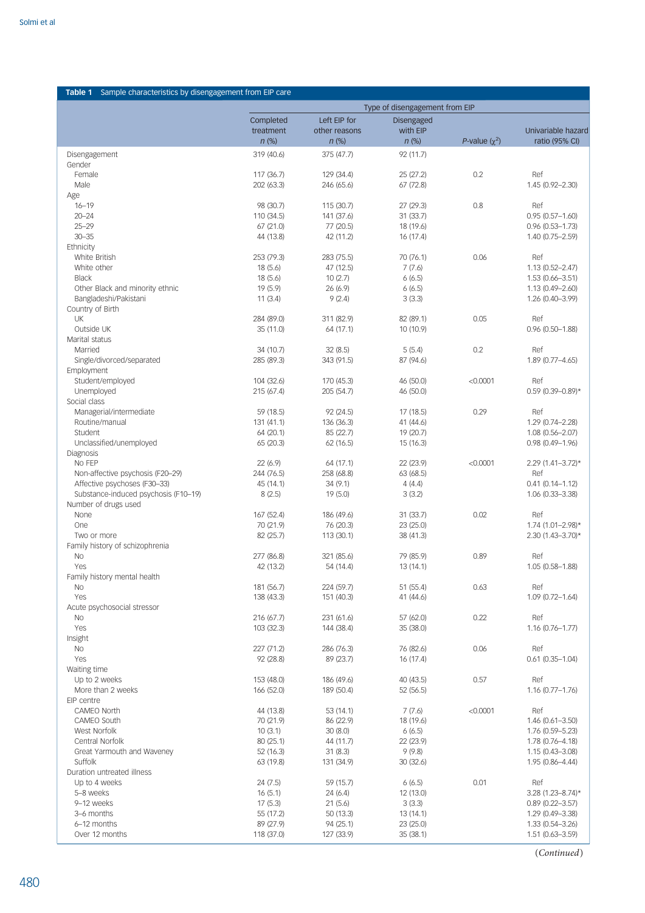**Table 1** Sample characteristics by disengagement from EIP care

| | Type of disengagement from EIP | | | | |
|---|---|---|---|---|---|
| | Completed treatment *n* (%) | Left EIP for other reasons *n* (%) | Disengaged with EIP *n* (%) | *P*-value ($\chi^2$) | Univariable hazard ratio (95% CI) |
| Disengagement | 319 (40.6) | 375 (47.7) | 92 (11.7) | | |
| Gender | | | | | |
| Female | 117 (36.7) | 129 (34.4) | 25 (27.2) | 0.2 | Ref |
| Male | 202 (63.3) | 246 (65.6) | 67 (72.8) | | 1.45 (0.92–2.30) |
| Age | | | | | |
| 16–19 | 98 (30.7) | 115 (30.7) | 27 (29.3) | 0.8 | Ref |
| 20–24 | 110 (34.5) | 141 (37.6) | 31 (33.7) | | 0.95 (0.57–1.60) |
| 25–29 | 67 (21.0) | 77 (20.5) | 18 (19.6) | | 0.96 (0.53–1.73) |
| 30–35 | 44 (13.8) | 42 (11.2) | 16 (17.4) | | 1.40 (0.75–2.59) |
| Ethnicity | | | | | |
| White British | 253 (79.3) | 283 (75.5) | 70 (76.1) | 0.06 | Ref |
| White other | 18 (5.6) | 47 (12.5) | 7 (7.6) | | 1.13 (0.52–2.47) |
| Black | 18 (5.6) | 10 (2.7) | 6 (6.5) | | 1.53 (0.66–3.51) |
| Other Black and minority ethnic | 19 (5.9) | 26 (6.9) | 6 (6.5) | | 1.13 (0.49–2.60) |
| Bangladeshi/Pakistani | 11 (3.4) | 9 (2.4) | 3 (3.3) | | 1.26 (0.40–3.99) |
| Country of Birth | | | | | |
| UK | 284 (89.0) | 311 (82.9) | 82 (89.1) | 0.05 | Ref |
| Outside UK | 35 (11.0) | 64 (17.1) | 10 (10.9) | | 0.96 (0.50–1.88) |
| Marital status | | | | | |
| Married | 34 (10.7) | 32 (8.5) | 5 (5.4) | 0.2 | Ref |
| Single/divorced/separated | 285 (89.3) | 343 (91.5) | 87 (94.6) | | 1.89 (0.77–4.65) |
| Employment | | | | | |
| Student/employed | 104 (32.6) | 170 (45.3) | 46 (50.0) | <0.0001 | Ref |
| Unemployed | 215 (67.4) | 205 (54.7) | 46 (50.0) | | 0.59 (0.39–0.89)* |
| Social class | | | | | |
| Managerial/intermediate | 59 (18.5) | 92 (24.5) | 17 (18.5) | 0.29 | Ref |
| Routine/manual | 131 (41.1) | 136 (36.3) | 41 (44.6) | | 1.29 (0.74–2.28) |
| Student | 64 (20.1) | 85 (22.7) | 19 (20.7) | | 1.08 (0.56–2.07) |
| Unclassified/unemployed | 65 (20.3) | 62 (16.5) | 15 (16.3) | | 0.98 (0.49–1.96) |
| Diagnosis | | | | | |
| No FEP | 22 (6.9) | 64 (17.1) | 22 (23.9) | <0.0001 | 2.29 (1.41–3.72)* |
| Non-affective psychosis (F20–29) | 244 (76.5) | 258 (68.8) | 63 (68.5) | | Ref |
| Affective psychoses (F30–33) | 45 (14.1) | 34 (9.1) | 4 (4.4) | | 0.41 (0.14–1.12) |
| Substance-induced psychosis (F10–19) | 8 (2.5) | 19 (5.0) | 3 (3.2) | | 1.06 (0.33–3.38) |
| Number of drugs used | | | | | |
| None | 167 (52.4) | 186 (49.6) | 31 (33.7) | 0.02 | Ref |
| One | 70 (21.9) | 76 (20.3) | 23 (25.0) | | 1.74 (1.01–2.98)* |
| Two or more | 82 (25.7) | 113 (30.1) | 38 (41.3) | | 2.30 (1.43–3.70)* |
| Family history of schizophrenia | | | | | |
| No | 277 (86.8) | 321 (85.6) | 79 (85.9) | 0.89 | Ref |
| Yes | 42 (13.2) | 54 (14.4) | 13 (14.1) | | 1.05 (0.58–1.88) |
| Family history mental health | | | | | |
| No | 181 (56.7) | 224 (59.7) | 51 (55.4) | 0.63 | Ref |
| Yes | 138 (43.3) | 151 (40.3) | 41 (44.6) | | 1.09 (0.72–1.64) |
| Acute psychosocial stressor | | | | | |
| No | 216 (67.7) | 231 (61.6) | 57 (62.0) | 0.22 | Ref |
| Yes | 103 (32.3) | 144 (38.4) | 35 (38.0) | | 1.16 (0.76–1.77) |
| Insight | | | | | |
| No | 227 (71.2) | 286 (76.3) | 76 (82.6) | 0.06 | Ref |
| Yes | 92 (28.8) | 89 (23.7) | 16 (17.4) | | 0.61 (0.35–1.04) |
| Waiting time | | | | | |
| Up to 2 weeks | 153 (48.0) | 186 (49.6) | 40 (43.5) | 0.57 | Ref |
| More than 2 weeks | 166 (52.0) | 189 (50.4) | 52 (56.5) | | 1.16 (0.77–1.76) |
| EIP centre | | | | | |
| CAMEO North | 44 (13.8) | 53 (14.1) | 7 (7.6) | <0.0001 | Ref |
| CAMEO South | 70 (21.9) | 86 (22.9) | 18 (19.6) | | 1.46 (0.61–3.50) |
| West Norfolk | 10 (3.1) | 30 (8.0) | 6 (6.5) | | 1.76 (0.59–5.23) |
| Central Norfolk | 80 (25.1) | 44 (11.7) | 22 (23.9) | | 1.78 (0.76–4.18) |
| Great Yarmouth and Waveney | 52 (16.3) | 31 (8.3) | 9 (9.8) | | 1.15 (0.43–3.08) |
| Suffolk | 63 (19.8) | 131 (34.9) | 30 (32.6) | | 1.95 (0.86–4.44) |
| Duration untreated illness | | | | | |
| Up to 4 weeks | 24 (7.5) | 59 (15.7) | 6 (6.5) | 0.01 | Ref |
| 5–8 weeks | 16 (5.1) | 24 (6.4) | 12 (13.0) | | 3.28 (1.23–8.74)* |
| 9–12 weeks | 17 (5.3) | 21 (5.6) | 3 (3.3) | | 0.89 (0.22–3.57) |
| 3–6 months | 55 (17.2) | 50 (13.3) | 13 (14.1) | | 1.29 (0.49–3.38) |
| 6–12 months | 89 (27.9) | 94 (25.1) | 23 (25.0) | | 1.33 (0.54–3.26) |
| Over 12 months | 118 (37.0) | 127 (33.9) | 35 (38.1) | | 1.51 (0.63–3.59) |

(*Continued*)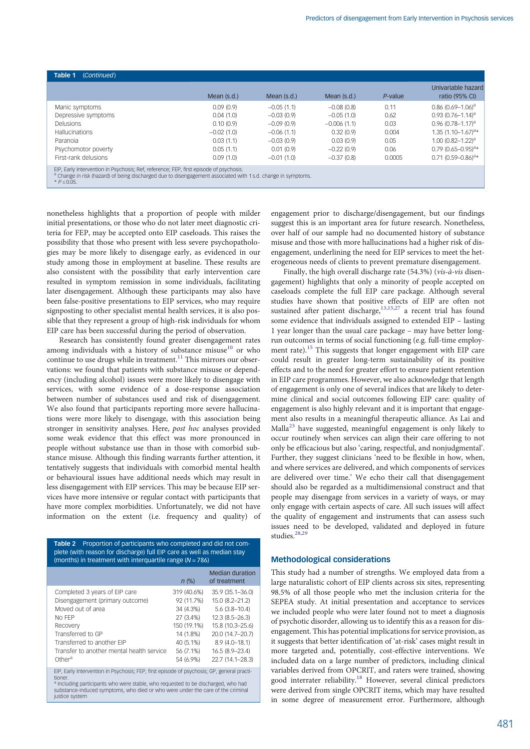**Table 1** (*Continued*)

| | Mean (s.d.) | Mean (s.d.) | Mean (s.d.) | *P*-value | Univariable hazard ratio (95% CI) |
|---|---|---|---|---|---|
| Manic symptoms | 0.09 (0.9) | −0.05 (1.1) | −0.08 (0.8) | 0.11 | 0.86 (0.69–1.06)[a] |
| Depressive symptoms | 0.04 (1.0) | −0.03 (0.9) | −0.05 (1.0) | 0.62 | 0.93 (0.76–1.14)[a] |
| Delusions | 0.10 (0.9) | −0.09 (0.9) | −0.006 (1.1) | 0.03 | 0.96 (0.78–1.17)[a] |
| Hallucinations | −0.02 (1.0) | −0.06 (1.1) | 0.32 (0.9) | 0.004 | 1.35 (1.10–1.67)[a]* |
| Paranoia | 0.03 (1.1) | −0.03 (0.9) | 0.03 (0.9) | 0.05 | 1.00 (0.82–1.22)[a] |
| Psychomotor poverty | 0.05 (1.1) | 0.01 (0.9) | −0.22 (0.9) | 0.06 | 0.79 (0.65–0.95)[a]* |
| First-rank delusions | 0.09 (1.0) | −0.01 (1.0) | −0.37 (0.8) | 0.0005 | 0.71 (0.59–0.86)[a]* |

EIP, Early Intervention in Psychosis; Ref, reference; FEP, first episode of psychosis.
a. Change in risk (hazard) of being discharged due to disengagement associated with 1 s.d. change in symptoms.
* $P \leq 0.05$.

nonetheless highlights that a proportion of people with milder initial presentations, or those who do not later meet diagnostic criteria for FEP, may be accepted onto EIP caseloads. This raises the possibility that those who present with less severe psychopathologies may be more likely to disengage early, as evidenced in our study among those in employment at baseline. These results are also consistent with the possibility that early intervention care resulted in symptom remission in some individuals, facilitating later disengagement. Although these participants may also have been false-positive presentations to EIP services, who may require signposting to other specialist mental health services, it is also possible that they represent a group of high-risk individuals for whom EIP care has been successful during the period of observation.

Research has consistently found greater disengagement rates among individuals with a history of substance misuse[10] or who continue to use drugs while in treatment.[11] This mirrors our observations: we found that patients with substance misuse or dependency (including alcohol) issues were more likely to disengage with services, with some evidence of a dose-response association between number of substances used and risk of disengagement. We also found that participants reporting more severe hallucinations were more likely to disengage, with this association being stronger in sensitivity analyses. Here, *post hoc* analyses provided some weak evidence that this effect was more pronounced in people without substance use than in those with comorbid substance misuse. Although this finding warrants further attention, it tentatively suggests that individuals with comorbid mental health or behavioural issues have additional needs which may result in less disengagement with EIP services. This may be because EIP services have more intensive or regular contact with participants that have more complex morbidities. Unfortunately, we did not have information on the extent (i.e. frequency and quality) of engagement prior to discharge/disengagement, but our findings suggest this is an important area for future research. Nonetheless, over half of our sample had no documented history of substance misuse and those with more hallucinations had a higher risk of disengagement, underlining the need for EIP services to meet the heterogeneous needs of clients to prevent premature disengagement.

Finally, the high overall discharge rate (54.3%) (*vis-à-vis* disengagement) highlights that only a minority of people accepted on caseloads complete the full EIP care package. Although several studies have shown that positive effects of EIP are often not sustained after patient discharge,[13,15,27] a recent trial has found some evidence that individuals assigned to extended EIP – lasting 1 year longer than the usual care package – may have better long-run outcomes in terms of social functioning (e.g. full-time employment rate).[15] This suggests that longer engagement with EIP care could result in greater long-term sustainability of its positive effects and to the need for greater effort to ensure patient retention in EIP care programmes. However, we also acknowledge that length of engagement is only one of several indices that are likely to determine clinical and social outcomes following EIP care: quality of engagement is also highly relevant and it is important that engagement also results in a meaningful therapeutic alliance. As Lai and Malla[23] have suggested, meaningful engagement is only likely to occur routinely when services can align their care offering to not only be efficacious but also 'caring, respectful, and nonjudgmental'. Further, they suggest clinicians 'need to be flexible in how, when, and where services are delivered, and which components of services are delivered over time.' We echo their call that disengagement should also be regarded as a multidimensional construct and that people may disengage from services in a variety of ways, or may only engage with certain aspects of care. All such issues will affect the quality of engagement and instruments that can assess such issues need to be developed, validated and deployed in future studies.[28,29]

**Table 2** Proportion of participants who completed and did not complete (with reason for discharge) full EIP care as well as median stay (months) in treatment with interquartile range ($N = 786$)

| | *n* (%) | Median duration of treatment |
|---|---|---|
| Completed 3 years of EIP care | 319 (40.6%) | 35.9 (35.1–36.0) |
| Disengagement (primary outcome) | 92 (11.7%) | 15.0 (8.2–21.2) |
| Moved out of area | 34 (4.3%) | 5.6 (3.8–10.4) |
| No FEP | 27 (3.4%) | 12.3 (8.5–26.3) |
| Recovery | 150 (19.1%) | 15.8 (10.3–25.6) |
| Transferred to GP | 14 (1.8%) | 20.0 (14.7–20.7) |
| Transferred to another EIP | 40 (5.1%) | 8.9 (4.0–18.1) |
| Transfer to another mental health service | 56 (7.1%) | 16.5 (8.9–23.4) |
| Other[a] | 54 (6.9%) | 22.7 (14.1–28.3) |

EIP, Early Intervention in Psychosis; FEP, first episode of psychosis; GP, general practitioner.
a. Including participants who were stable, who requested to be discharged, who had substance-induced symptoms, who died or who were under the care of the criminal justice system

## Methodological considerations

This study had a number of strengths. We employed data from a large naturalistic cohort of EIP clients across six sites, representing 98.5% of all those people who met the inclusion criteria for the SEPEA study. At initial presentation and acceptance to services we included people who were later found not to meet a diagnosis of psychotic disorder, allowing us to identify this as a reason for disengagement. This has potential implications for service provision, as it suggests that better identification of 'at-risk' cases might result in more targeted and, potentially, cost-effective interventions. We included data on a large number of predictors, including clinical variables derived from OPCRIT, and raters were trained, showing good interrater reliability.[18] However, several clinical predictors were derived from single OPCRIT items, which may have resulted in some degree of measurement error. Furthermore, although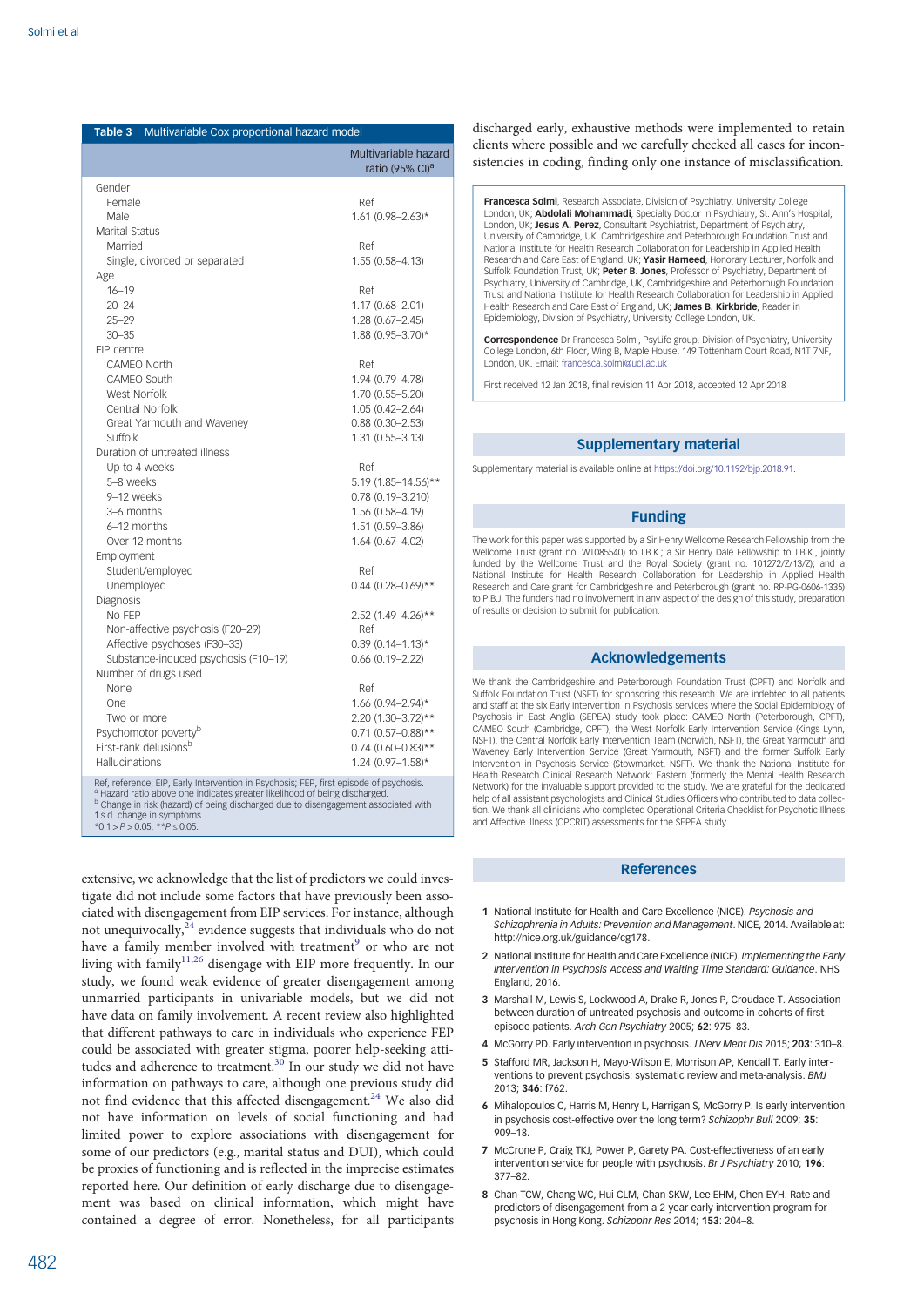**Table 3** Multivariable Cox proportional hazard model

| | Multivariable hazard ratio (95% CI)[a] |
|---|---|
| Gender | |
| Female | Ref |
| Male | 1.61 (0.98–2.63)* |
| Marital Status | |
| Married | Ref |
| Single, divorced or separated | 1.55 (0.58–4.13) |
| Age | |
| 16–19 | Ref |
| 20–24 | 1.17 (0.68–2.01) |
| 25–29 | 1.28 (0.67–2.45) |
| 30–35 | 1.88 (0.95–3.70)* |
| EIP centre | |
| CAMEO North | Ref |
| CAMEO South | 1.94 (0.79–4.78) |
| West Norfolk | 1.70 (0.55–5.20) |
| Central Norfolk | 1.05 (0.42–2.64) |
| Great Yarmouth and Waveney | 0.88 (0.30–2.53) |
| Suffolk | 1.31 (0.55–3.13) |
| Duration of untreated illness | |
| Up to 4 weeks | Ref |
| 5–8 weeks | 5.19 (1.85–14.56)** |
| 9–12 weeks | 0.78 (0.19–3.210) |
| 3–6 months | 1.56 (0.58–4.19) |
| 6–12 months | 1.51 (0.59–3.86) |
| Over 12 months | 1.64 (0.67–4.02) |
| Employment | |
| Student/employed | Ref |
| Unemployed | 0.44 (0.28–0.69)** |
| Diagnosis | |
| No FEP | 2.52 (1.49–4.26)** |
| Non-affective psychosis (F20–29) | Ref |
| Affective psychoses (F30–33) | 0.39 (0.14–1.13)* |
| Substance-induced psychosis (F10–19) | 0.66 (0.19–2.22) |
| Number of drugs used | |
| None | Ref |
| One | 1.66 (0.94–2.94)* |
| Two or more | 2.20 (1.30–3.72)** |
| Psychomotor poverty[b] | 0.71 (0.57–0.88)** |
| First-rank delusions[b] | 0.74 (0.60–0.83)** |
| Hallucinations | 1.24 (0.97–1.58)* |

Ref, reference; EIP, Early Intervention in Psychosis; FEP, first episode of psychosis.
a. Hazard ratio above one indicates greater likelihood of being discharged.
b. Change in risk (hazard) of being discharged due to disengagement associated with 1 s.d. change in symptoms.
*0.1 > $P$ > 0.05, **$P \leq 0.05$.

extensive, we acknowledge that the list of predictors we could investigate did not include some factors that have previously been associated with disengagement from EIP services. For instance, although not unequivocally,[24] evidence suggests that individuals who do not have a family member involved with treatment[9] or who are not living with family[11,26] disengage with EIP more frequently. In our study, we found weak evidence of greater disengagement among unmarried participants in univariable models, but we did not have data on family involvement. A recent review also highlighted that different pathways to care in individuals who experience FEP could be associated with greater stigma, poorer help-seeking attitudes and adherence to treatment.[30] In our study we did not have information on pathways to care, although one previous study did not find evidence that this affected disengagement.[24] We also did not have information on levels of social functioning and had limited power to explore associations with disengagement for some of our predictors (e.g., marital status and DUI), which could be proxies of functioning and is reflected in the imprecise estimates reported here. Our definition of early discharge due to disengagement was based on clinical information, which might have contained a degree of error. Nonetheless, for all participants discharged early, exhaustive methods were implemented to retain clients where possible and we carefully checked all cases for inconsistencies in coding, finding only one instance of misclassification.

**Francesca Solmi**, Research Associate, Division of Psychiatry, University College London, UK; **Abdolali Mohammadi**, Specialty Doctor in Psychiatry, St. Ann's Hospital, London, UK; **Jesus A. Perez**, Consultant Psychiatrist, Department of Psychiatry, University of Cambridge, UK, Cambridgeshire and Peterborough Foundation Trust and National Institute for Health Research Collaboration for Leadership in Applied Health Research and Care East of England, UK; **Yasir Hameed**, Honorary Lecturer, Norfolk and Suffolk Foundation Trust, UK; **Peter B. Jones**, Professor of Psychiatry, Department of Psychiatry, University of Cambridge, UK, Cambridgeshire and Peterborough Foundation Trust and National Institute for Health Research Collaboration for Leadership in Applied Health Research and Care East of England, UK; **James B. Kirkbride**, Reader in Epidemiology, Division of Psychiatry, University College London, UK.

**Correspondence** Dr Francesca Solmi, PsyLife group, Division of Psychiatry, University College London, 6th Floor, Wing B, Maple House, 149 Tottenham Court Road, N1T 7NF, London, UK. Email: francesca.solmi@ucl.ac.uk

First received 12 Jan 2018, final revision 11 Apr 2018, accepted 12 Apr 2018

## Supplementary material

Supplementary material is available online at https://doi.org/10.1192/bjp.2018.91.

## Funding

The work for this paper was supported by a Sir Henry Wellcome Research Fellowship from the Wellcome Trust (grant no. WT085540) to J.B.K.; a Sir Henry Dale Fellowship to J.B.K., jointly funded by the Wellcome Trust and the Royal Society (grant no. 101272/Z/13/Z); and a National Institute for Health Research Collaboration for Leadership in Applied Health Research and Care grant for Cambridgeshire and Peterborough (grant no. RP-PG-0606-1335) to P.B.J. The funders had no involvement in any aspect of the design of this study, preparation of results or decision to submit for publication.

## Acknowledgements

We thank the Cambridgeshire and Peterborough Foundation Trust (CPFT) and Norfolk and Suffolk Foundation Trust (NSFT) for sponsoring this research. We are indebted to all patients and staff at the six Early Intervention in Psychosis services where the Social Epidemiology of Psychosis in East Anglia (SEPEA) study took place: CAMEO North (Peterborough, CPFT), CAMEO South (Cambridge, CPFT), the West Norfolk Early Intervention Service (Kings Lynn, NSFT), the Central Norfolk Early Intervention Team (Norwich, NSFT), the Great Yarmouth and Waveney Early Intervention Service (Great Yarmouth, NSFT) and the former Suffolk Early Intervention in Psychosis Service (Stowmarket, NSFT). We thank the National Institute for Health Research Clinical Research Network: Eastern (formerly the Mental Health Research Network) for the invaluable support provided to the study. We are grateful for the dedicated help of all assistant psychologists and Clinical Studies Officers who contributed to data collection. We thank all clinicians who completed Operational Criteria Checklist for Psychotic Illness and Affective Illness (OPCRIT) assessments for the SEPEA study.

## References

1. National Institute for Health and Care Excellence (NICE). *Psychosis and Schizophrenia in Adults: Prevention and Management*. NICE, 2014. Available at: http://nice.org.uk/guidance/cg178.
2. National Institute for Health and Care Excellence (NICE). *Implementing the Early Intervention in Psychosis Access and Waiting Time Standard: Guidance*. NHS England, 2016.
3. Marshall M, Lewis S, Lockwood A, Drake R, Jones P, Croudace T. Association between duration of untreated psychosis and outcome in cohorts of first-episode patients. *Arch Gen Psychiatry* 2005; **62**: 975–83.
4. McGorry PD. Early intervention in psychosis. *J Nerv Ment Dis* 2015; **203**: 310–8.
5. Stafford MR, Jackson H, Mayo-Wilson E, Morrison AP, Kendall T. Early interventions to prevent psychosis: systematic review and meta-analysis. *BMJ* 2013; **346**: f762.
6. Mihalopoulos C, Harris M, Henry L, Harrigan S, McGorry P. Is early intervention in psychosis cost-effective over the long term? *Schizophr Bull* 2009; **35**: 909–18.
7. McCrone P, Craig TKJ, Power P, Garety PA. Cost-effectiveness of an early intervention service for people with psychosis. *Br J Psychiatry* 2010; **196**: 377–82.
8. Chan TCW, Chang WC, Hui CLM, Chan SKW, Lee EHM, Chen EYH. Rate and predictors of disengagement from a 2-year early intervention program for psychosis in Hong Kong. *Schizophr Res* 2014; **153**: 204–8.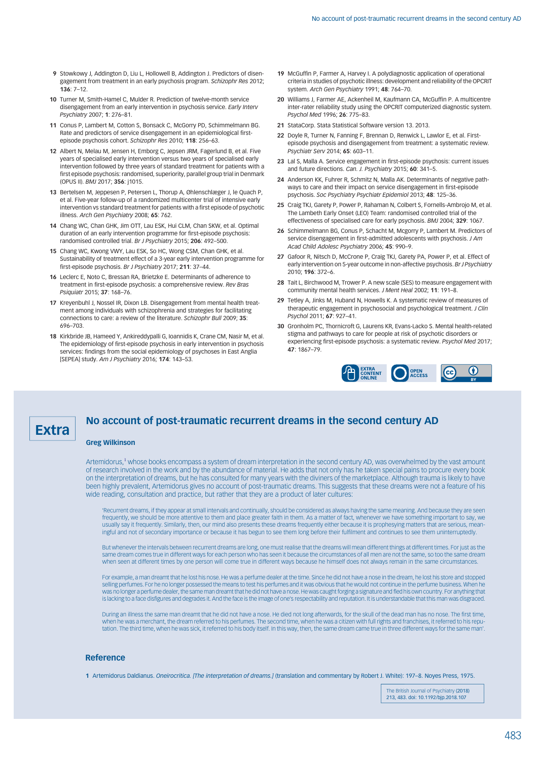9. Stowkowy J, Addington D, Liu L, Hollowell B, Addington J. Predictors of disengagement from treatment in an early psychosis program. *Schizophr Res* 2012; **136**: 7–12.
10. Turner M, Smith-Hamel C, Mulder R. Prediction of twelve-month service disengagement from an early intervention in psychosis service. *Early Interv Psychiatry* 2007; **1**: 276–81.
11. Conus P, Lambert M, Cotton S, Bonsack C, McGorry PD, Schimmelmann BG. Rate and predictors of service disengagement in an epidemiological first-episode psychosis cohort. *Schizophr Res* 2010; **118**: 256–63.
12. Albert N, Melau M, Jensen H, Emborg C, Jepsen JRM, Fagerlund B, et al. Five years of specialised early intervention versus two years of specialised early intervention followed by three years of standard treatment for patients with a first episode psychosis: randomised, superiority, parallel group trial in Denmark (OPUS II). *BMJ* 2017; **356**: j1015.
13. Bertelsen M, Jeppesen P, Petersen L, Thorup A, Øhlenschlæger J, le Quach P, et al. Five-year follow-up of a randomized multicenter trial of intensive early intervention vs standard treatment for patients with a first episode of psychotic illness. *Arch Gen Psychiatry* 2008; **65**: 762.
14. Chang WC, Chan GHK, Jim OTT, Lau ESK, Hui CLM, Chan SKW, et al. Optimal duration of an early intervention programme for first-episode psychosis: randomised controlled trial. *Br J Psychiatry* 2015; **206**: 492–500.
15. Chang WC, Kwong VWY, Lau ESK, So HC, Wong CSM, Chan GHK, et al. Sustainability of treatment effect of a 3-year early intervention programme for first-episode psychosis. *Br J Psychiatry* 2017; **211**: 37–44.
16. Leclerc E, Noto C, Bressan RA, Brietzke E. Determinants of adherence to treatment in first-episode psychosis: a comprehensive review. *Rev Bras Psiquiatr* 2015; **37**: 168–76.
17. Kreyenbuhl J, Nossel IR, Dixon LB. Disengagement from mental health treatment among individuals with schizophrenia and strategies for facilitating connections to care: a review of the literature. *Schizophr Bull* 2009; **35**: 696–703.
18. Kirkbride JB, Hameed Y, Ankireddypalli G, Ioannidis K, Crane CM, Nasir M, et al. The epidemiology of first-episode psychosis in early intervention in psychosis services: findings from the social epidemiology of psychoses in East Anglia [SEPEA] study. *Am J Psychiatry* 2016; **174**: 143–53.
19. McGuffin P, Farmer A, Harvey I. A polydiagnostic application of operational criteria in studies of psychotic illness: development and reliability of the OPCRIT system. *Arch Gen Psychiatry* 1991; **48**: 764–70.
20. Williams J, Farmer AE, Ackenheil M, Kaufmann CA, McGuffin P. A multicentre inter-rater reliability study using the OPCRIT computerized diagnostic system. *Psychol Med* 1996; **26**: 775–83.
21. StataCorp. Stata Statistical Software version 13. 2013.
22. Doyle R, Turner N, Fanning F, Brennan D, Renwick L, Lawlor E, et al. First-episode psychosis and disengagement from treatment: a systematic review. *Psychiatr Serv* 2014; **65**: 603–11.
23. Lal S, Malla A. Service engagement in first-episode psychosis: current issues and future directions. *Can. J. Psychiatry* 2015; **60**: 341–5.
24. Anderson KK, Fuhrer R, Schmitz N, Malla AK. Determinants of negative pathways to care and their impact on service disengagement in first-episode psychosis. *Soc Psychiatry Psychiatr Epidemiol* 2013; **48**: 125–36.
25. Craig TKJ, Garety P, Power P, Rahaman N, Colbert S, Fornells-Ambrojo M, et al. The Lambeth Early Onset (LEO) Team: randomised controlled trial of the effectiveness of specialised care for early psychosis. *BMJ* 2004; **329**: 1067.
26. Schimmelmann BG, Conus P, Schacht M, Mcgorry P, Lambert M. Predictors of service disengagement in first-admitted adolescents with psychosis. *J Am Acad Child Adolesc Psychiatry* 2006; **45**: 990–9.
27. Gafoor R, Nitsch D, McCrone P, Craig TKJ, Garety PA, Power P, et al. Effect of early intervention on 5-year outcome in non-affective psychosis. *Br J Psychiatry* 2010; **196**: 372–6.
28. Tait L, Birchwood M, Trower P. A new scale (SES) to measure engagement with community mental health services. *J Ment Heal* 2002; **11**: 191–8.
29. Tetley A, Jinks M, Huband N, Howells K. A systematic review of measures of therapeutic engagement in psychosocial and psychological treatment. *J Clin Psychol* 2011; **67**: 927–41.
30. Gronholm PC, Thornicroft G, Laurens KR, Evans-Lacko S. Mental health-related stigma and pathways to care for people at risk of psychotic disorders or experiencing first-episode psychosis: a systematic review. *Psychol Med* 2017; **47**: 1867–79.

**Extra**

# No account of post-traumatic recurrent dreams in the second century AD

**Greg Wilkinson**

Artemidorus,[1] whose books encompass a system of dream interpretation in the second century AD, was overwhelmed by the vast amount of research involved in the work and by the abundance of material. He adds that not only has he taken special pains to procure every book on the interpretation of dreams, but he has consulted for many years with the diviners of the marketplace. Although trauma is likely to have been highly prevalent, Artemidorus gives no account of post-traumatic dreams. This suggests that these dreams were not a feature of his wide reading, consultation and practice, but rather that they are a product of later cultures:

> 'Recurrent dreams, if they appear at small intervals and continually, should be considered as always having the same meaning. And because they are seen frequently, we should be more attentive to them and place greater faith in them. As a matter of fact, whenever we have something important to say, we usually say it frequently. Similarly, then, our mind also presents these dreams frequently either because it is prophesying matters that are serious, meaningful and not of secondary importance or because it has begun to see them long before their fulfilment and continues to see them uninterruptedly.
>
> But whenever the intervals between recurrent dreams are long, one must realise that the dreams will mean different things at different times. For just as the same dream comes true in different ways for each person who has seen it because the circumstances of all men are not the same, so too the same dream when seen at different times by one person will come true in different ways because he himself does not always remain in the same circumstances.
>
> For example, a man dreamt that he lost his nose. He was a perfume dealer at the time. Since he did not have a nose in the dream, he lost his store and stopped selling perfumes. For he no longer possessed the means to test his perfumes and it was obvious that he would not continue in the perfume business. When he was no longer a perfume dealer, the same man dreamt that he did not have a nose. He was caught forging a signature and fled his own country. For anything that is lacking to a face disfigures and degrades it. And the face is the image of one's respectability and reputation. It is understandable that this man was disgraced.
>
> During an illness the same man dreamt that he did not have a nose. He died not long afterwards, for the skull of the dead man has no nose. The first time, when he was a merchant, the dream referred to his perfumes. The second time, when he was a citizen with full rights and franchises, it referred to his reputation. The third time, when he was sick, it referred to his body itself. In this way, then, the same dream came true in three different ways for the same man'.

## Reference

1. Artemidorus Daldianus. *Oneirocritica. [The interpretation of dreams.]* (translation and commentary by Robert J. White): 197–8. Noyes Press, 1975.

The British Journal of Psychiatry (2018) 213, 483. doi: 10.1192/bjp.2018.107